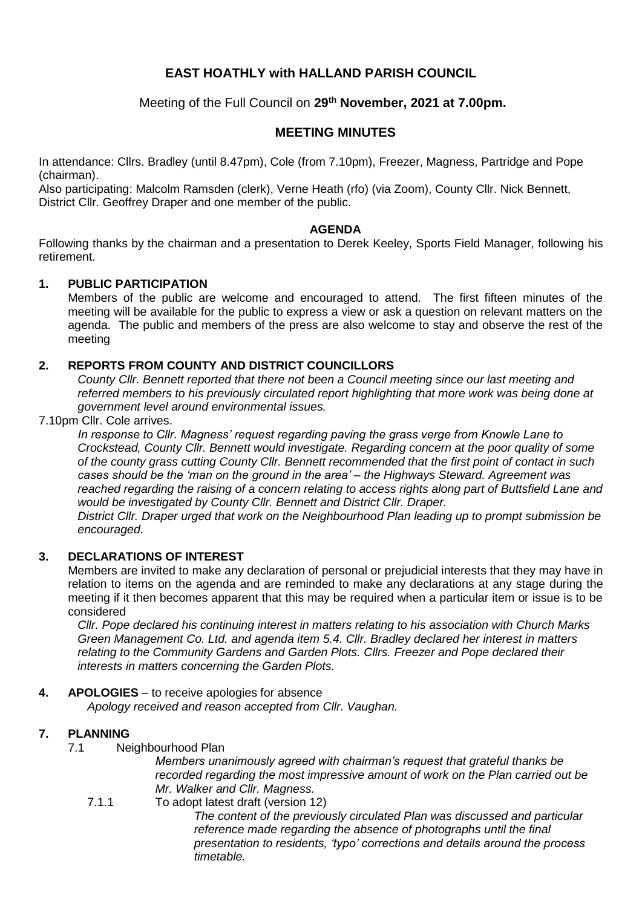# EAST HOATHLY with HALLAND PARISH COUNCIL

Meeting of the Full Council on **29th November, 2021 at 7.00pm.**

## MEETING MINUTES

In attendance: Cllrs. Bradley (until 8.47pm), Cole (from 7.10pm), Freezer, Magness, Partridge and Pope (chairman).

Also participating: Malcolm Ramsden (clerk), Verne Heath (rfo) (via Zoom), County Cllr. Nick Bennett, District Cllr. Geoffrey Draper and one member of the public.

### AGENDA

Following thanks by the chairman and a presentation to Derek Keeley, Sports Field Manager, following his retirement.

**1. PUBLIC PARTICIPATION**

Members of the public are welcome and encouraged to attend. The first fifteen minutes of the meeting will be available for the public to express a view or ask a question on relevant matters on the agenda. The public and members of the press are also welcome to stay and observe the rest of the meeting

**2. REPORTS FROM COUNTY AND DISTRICT COUNCILLORS**

*County Cllr. Bennett reported that there not been a Council meeting since our last meeting and referred members to his previously circulated report highlighting that more work was being done at government level around environmental issues.*

7.10pm Cllr. Cole arrives.

*In response to Cllr. Magness' request regarding paving the grass verge from Knowle Lane to Crockstead, County Cllr. Bennett would investigate. Regarding concern at the poor quality of some of the county grass cutting County Cllr. Bennett recommended that the first point of contact in such cases should be the 'man on the ground in the area' – the Highways Steward. Agreement was reached regarding the raising of a concern relating to access rights along part of Buttsfield Lane and would be investigated by County Cllr. Bennett and District Cllr. Draper.*

*District Cllr. Draper urged that work on the Neighbourhood Plan leading up to prompt submission be encouraged.*

**3. DECLARATIONS OF INTEREST**

Members are invited to make any declaration of personal or prejudicial interests that they may have in relation to items on the agenda and are reminded to make any declarations at any stage during the meeting if it then becomes apparent that this may be required when a particular item or issue is to be considered

*Cllr. Pope declared his continuing interest in matters relating to his association with Church Marks Green Management Co. Ltd. and agenda item 5.4. Cllr. Bradley declared her interest in matters relating to the Community Gardens and Garden Plots. Cllrs. Freezer and Pope declared their interests in matters concerning the Garden Plots.*

**4. APOLOGIES** – to receive apologies for absence

*Apology received and reason accepted from Cllr. Vaughan.*

**7. PLANNING**

7.1 Neighbourhood Plan

*Members unanimously agreed with chairman's request that grateful thanks be recorded regarding the most impressive amount of work on the Plan carried out be Mr. Walker and Cllr. Magness.*

7.1.1 To adopt latest draft (version 12)

*The content of the previously circulated Plan was discussed and particular reference made regarding the absence of photographs until the final presentation to residents, 'typo' corrections and details around the process timetable.*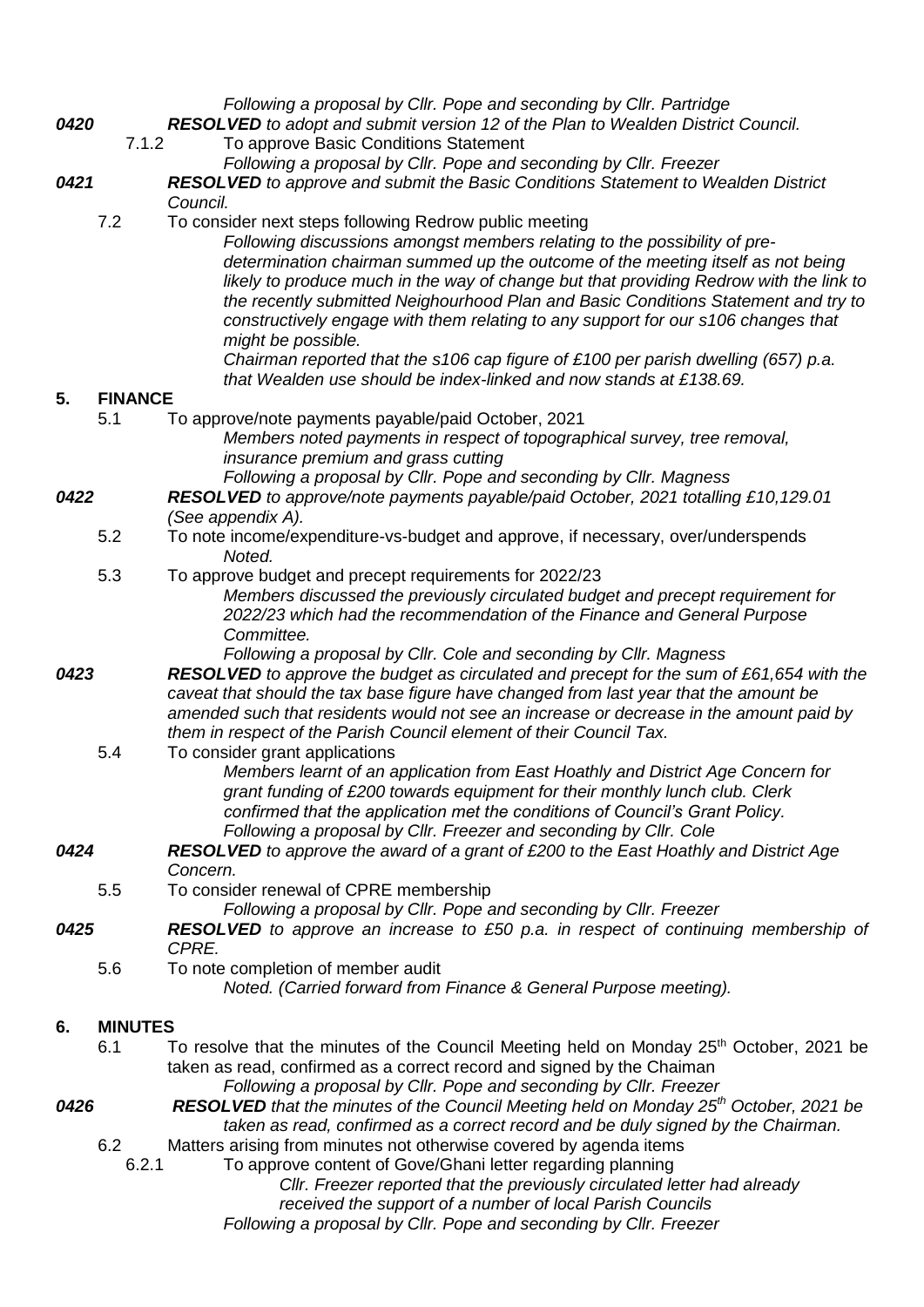*Following a proposal by Cllr. Pope and seconding by Cllr. Partridge*

**0420** ***RESOLVED*** *to adopt and submit version 12 of the Plan to Wealden District Council.*

7.1.2 To approve Basic Conditions Statement

*Following a proposal by Cllr. Pope and seconding by Cllr. Freezer*

**0421** ***RESOLVED*** *to approve and submit the Basic Conditions Statement to Wealden District Council.*

7.2 To consider next steps following Redrow public meeting

*Following discussions amongst members relating to the possibility of pre-determination chairman summed up the outcome of the meeting itself as not being likely to produce much in the way of change but that providing Redrow with the link to the recently submitted Neighourhood Plan and Basic Conditions Statement and try to constructively engage with them relating to any support for our s106 changes that might be possible.*

*Chairman reported that the s106 cap figure of £100 per parish dwelling (657) p.a. that Wealden use should be index-linked and now stands at £138.69.*

## 5. FINANCE

5.1 To approve/note payments payable/paid October, 2021

*Members noted payments in respect of topographical survey, tree removal, insurance premium and grass cutting*

*Following a proposal by Cllr. Pope and seconding by Cllr. Magness*

**0422** ***RESOLVED*** *to approve/note payments payable/paid October, 2021 totalling £10,129.01 (See appendix A).*

5.2 To note income/expenditure-vs-budget and approve, if necessary, over/underspends

*Noted.*

5.3 To approve budget and precept requirements for 2022/23

*Members discussed the previously circulated budget and precept requirement for 2022/23 which had the recommendation of the Finance and General Purpose Committee.*

*Following a proposal by Cllr. Cole and seconding by Cllr. Magness*

**0423** ***RESOLVED*** *to approve the budget as circulated and precept for the sum of £61,654 with the caveat that should the tax base figure have changed from last year that the amount be amended such that residents would not see an increase or decrease in the amount paid by them in respect of the Parish Council element of their Council Tax.*

5.4 To consider grant applications

*Members learnt of an application from East Hoathly and District Age Concern for grant funding of £200 towards equipment for their monthly lunch club. Clerk confirmed that the application met the conditions of Council's Grant Policy.*

*Following a proposal by Cllr. Freezer and seconding by Cllr. Cole*

**0424** ***RESOLVED*** *to approve the award of a grant of £200 to the East Hoathly and District Age Concern.*

5.5 To consider renewal of CPRE membership

*Following a proposal by Cllr. Pope and seconding by Cllr. Freezer*

**0425** ***RESOLVED*** *to approve an increase to £50 p.a. in respect of continuing membership of CPRE.*

5.6 To note completion of member audit

*Noted. (Carried forward from Finance & General Purpose meeting).*

## 6. MINUTES

6.1 To resolve that the minutes of the Council Meeting held on Monday 25th October, 2021 be taken as read, confirmed as a correct record and signed by the Chaiman

*Following a proposal by Cllr. Pope and seconding by Cllr. Freezer*

**0426** ***RESOLVED*** *that the minutes of the Council Meeting held on Monday 25th October, 2021 be taken as read, confirmed as a correct record and be duly signed by the Chairman.*

6.2 Matters arising from minutes not otherwise covered by agenda items

6.2.1 To approve content of Gove/Ghani letter regarding planning

*Cllr. Freezer reported that the previously circulated letter had already received the support of a number of local Parish Councils*

*Following a proposal by Cllr. Pope and seconding by Cllr. Freezer*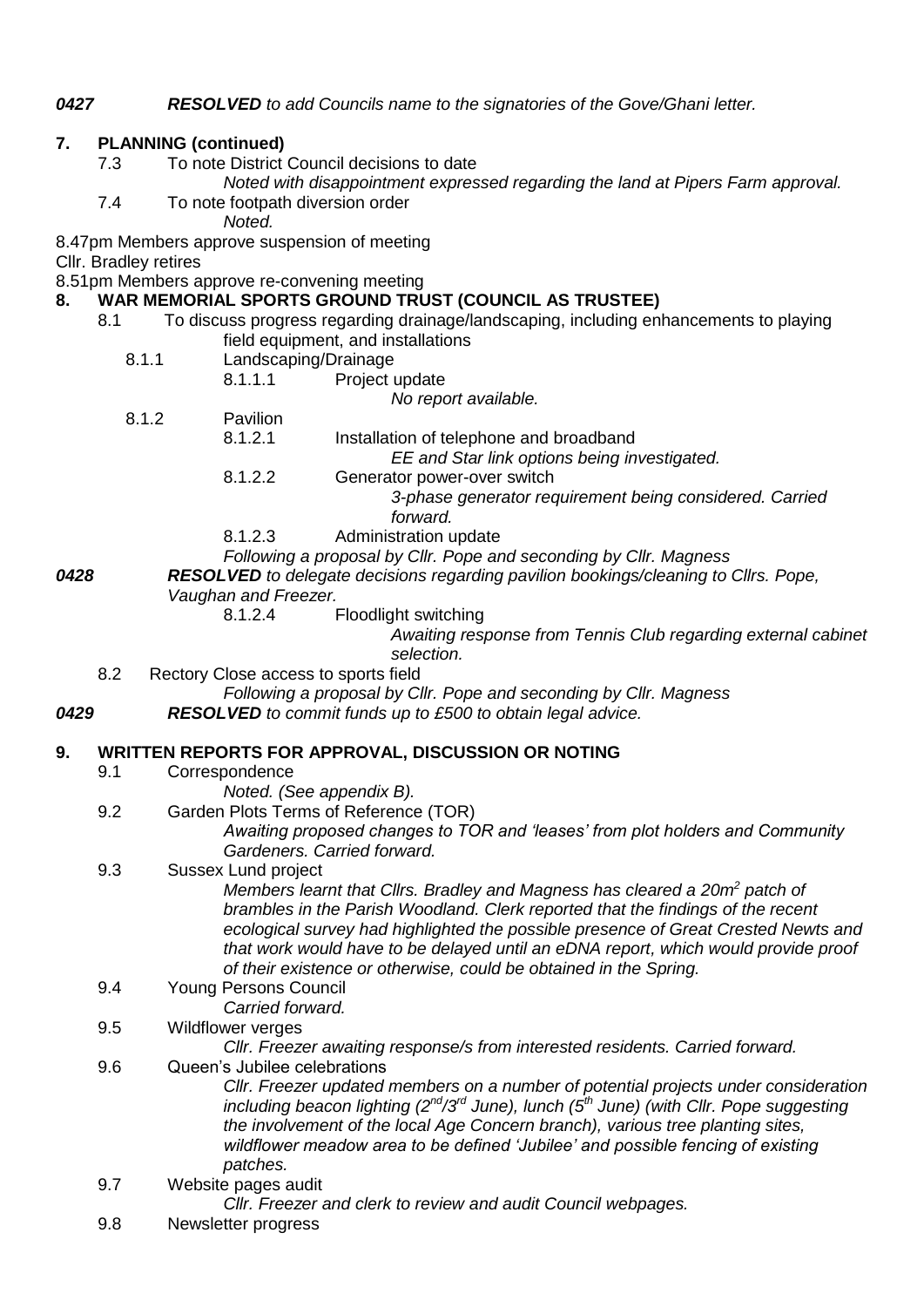***0427*** ***RESOLVED** to add Councils name to the signatories of the Gove/Ghani letter.*

**7. PLANNING (continued)**

7.3 To note District Council decisions to date

*Noted with disappointment expressed regarding the land at Pipers Farm approval.*

7.4 To note footpath diversion order

*Noted.*

8.47pm Members approve suspension of meeting

Cllr. Bradley retires

8.51pm Members approve re-convening meeting

**8. WAR MEMORIAL SPORTS GROUND TRUST (COUNCIL AS TRUSTEE)**

8.1 To discuss progress regarding drainage/landscaping, including enhancements to playing field equipment, and installations

8.1.1 Landscaping/Drainage

8.1.1.1 Project update

*No report available.*

8.1.2 Pavilion

8.1.2.1 Installation of telephone and broadband

*EE and Star link options being investigated.*

8.1.2.2 Generator power-over switch

*3-phase generator requirement being considered. Carried forward.*

8.1.2.3 Administration update

*Following a proposal by Cllr. Pope and seconding by Cllr. Magness*

***0428*** ***RESOLVED** to delegate decisions regarding pavilion bookings/cleaning to Cllrs. Pope, Vaughan and Freezer.*

8.1.2.4 Floodlight switching

*Awaiting response from Tennis Club regarding external cabinet selection.*

8.2 Rectory Close access to sports field

*Following a proposal by Cllr. Pope and seconding by Cllr. Magness*

***0429*** ***RESOLVED** to commit funds up to £500 to obtain legal advice.*

**9. WRITTEN REPORTS FOR APPROVAL, DISCUSSION OR NOTING**

9.1 Correspondence

*Noted. (See appendix B).*

9.2 Garden Plots Terms of Reference (TOR)

*Awaiting proposed changes to TOR and 'leases' from plot holders and Community Gardeners. Carried forward.*

9.3 Sussex Lund project

*Members learnt that Cllrs. Bradley and Magness has cleared a 20m² patch of brambles in the Parish Woodland. Clerk reported that the findings of the recent ecological survey had highlighted the possible presence of Great Crested Newts and that work would have to be delayed until an eDNA report, which would provide proof of their existence or otherwise, could be obtained in the Spring.*

9.4 Young Persons Council

*Carried forward.*

9.5 Wildflower verges

*Cllr. Freezer awaiting response/s from interested residents. Carried forward.*

9.6 Queen's Jubilee celebrations

*Cllr. Freezer updated members on a number of potential projects under consideration including beacon lighting (2nd/3rd June), lunch (5th June) (with Cllr. Pope suggesting the involvement of the local Age Concern branch), various tree planting sites, wildflower meadow area to be defined 'Jubilee' and possible fencing of existing patches.*

9.7 Website pages audit

*Cllr. Freezer and clerk to review and audit Council webpages.*

9.8 Newsletter progress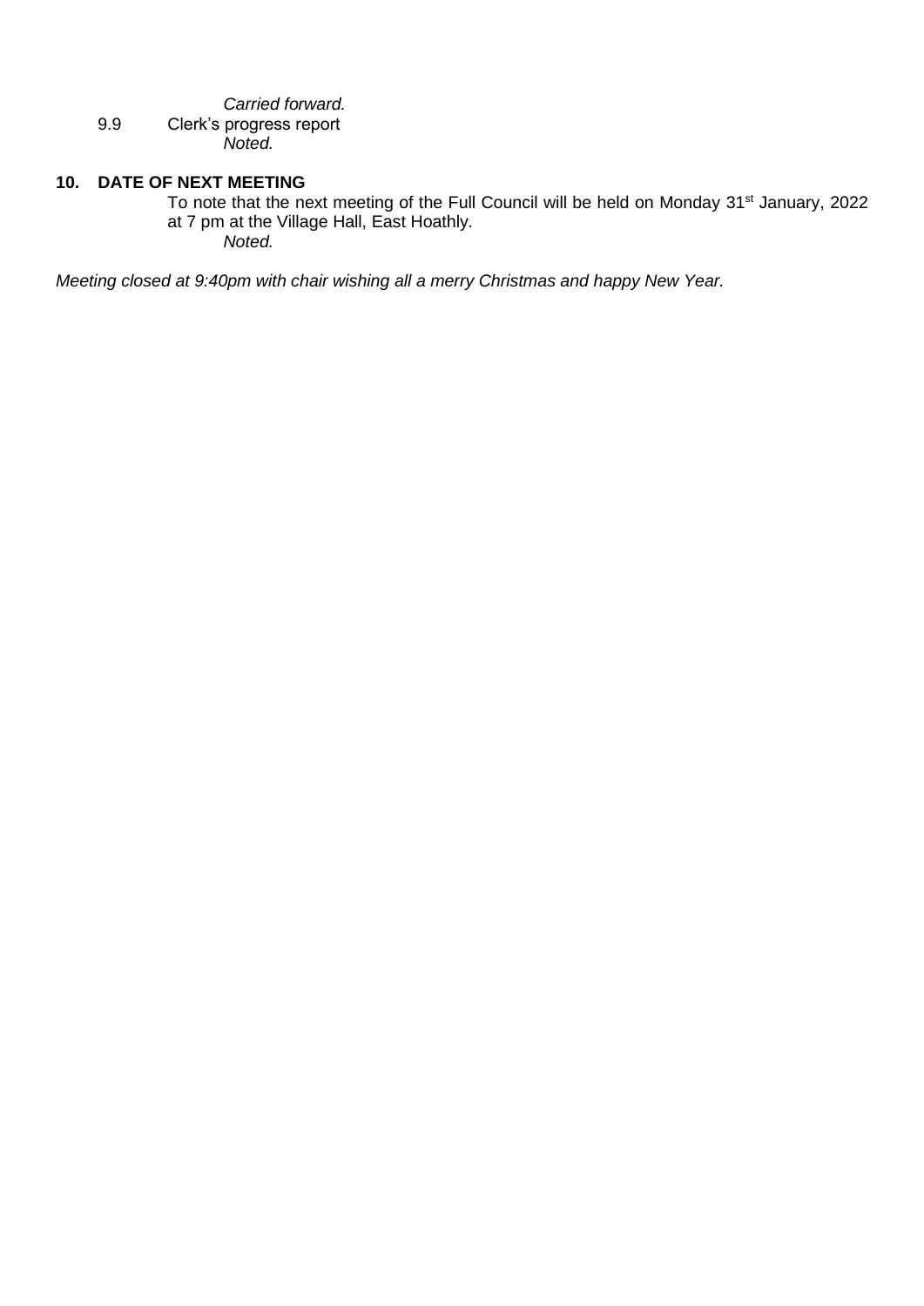*Carried forward.*

9.9 Clerk's progress report

*Noted.*

## 10. DATE OF NEXT MEETING

To note that the next meeting of the Full Council will be held on Monday 31st January, 2022 at 7 pm at the Village Hall, East Hoathly.

*Noted.*

*Meeting closed at 9:40pm with chair wishing all a merry Christmas and happy New Year.*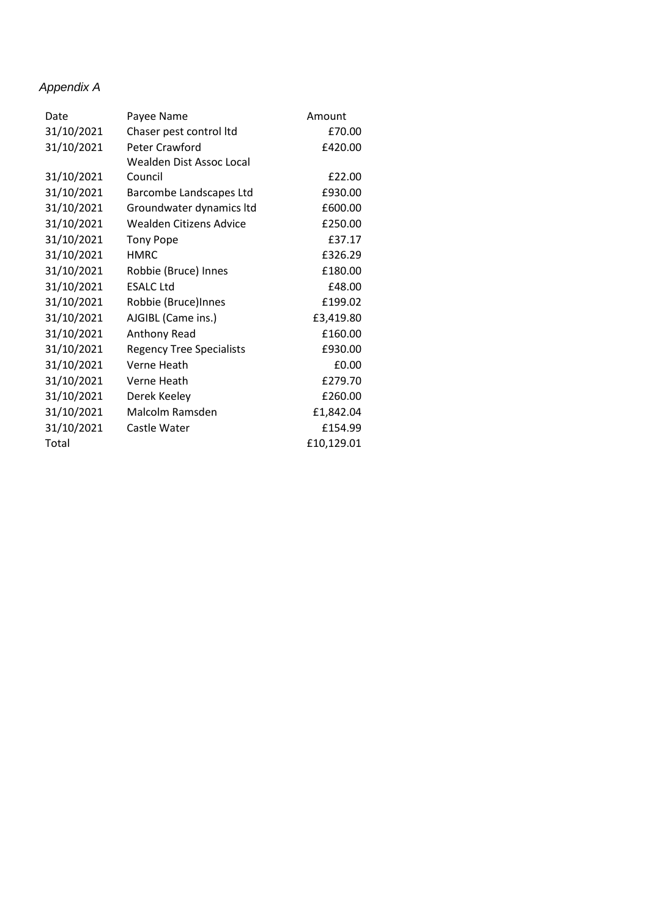*Appendix A*

| Date | Payee Name | Amount |
|---|---|---|
| 31/10/2021 | Chaser pest control ltd | £70.00 |
| 31/10/2021 | Peter Crawford | £420.00 |
| 31/10/2021 | Wealden Dist Assoc Local Council | £22.00 |
| 31/10/2021 | Barcombe Landscapes Ltd | £930.00 |
| 31/10/2021 | Groundwater dynamics ltd | £600.00 |
| 31/10/2021 | Wealden Citizens Advice | £250.00 |
| 31/10/2021 | Tony Pope | £37.17 |
| 31/10/2021 | HMRC | £326.29 |
| 31/10/2021 | Robbie (Bruce) Innes | £180.00 |
| 31/10/2021 | ESALC Ltd | £48.00 |
| 31/10/2021 | Robbie (Bruce)Innes | £199.02 |
| 31/10/2021 | AJGIBL (Came ins.) | £3,419.80 |
| 31/10/2021 | Anthony Read | £160.00 |
| 31/10/2021 | Regency Tree Specialists | £930.00 |
| 31/10/2021 | Verne Heath | £0.00 |
| 31/10/2021 | Verne Heath | £279.70 |
| 31/10/2021 | Derek Keeley | £260.00 |
| 31/10/2021 | Malcolm Ramsden | £1,842.04 |
| 31/10/2021 | Castle Water | £154.99 |
| Total | | £10,129.01 |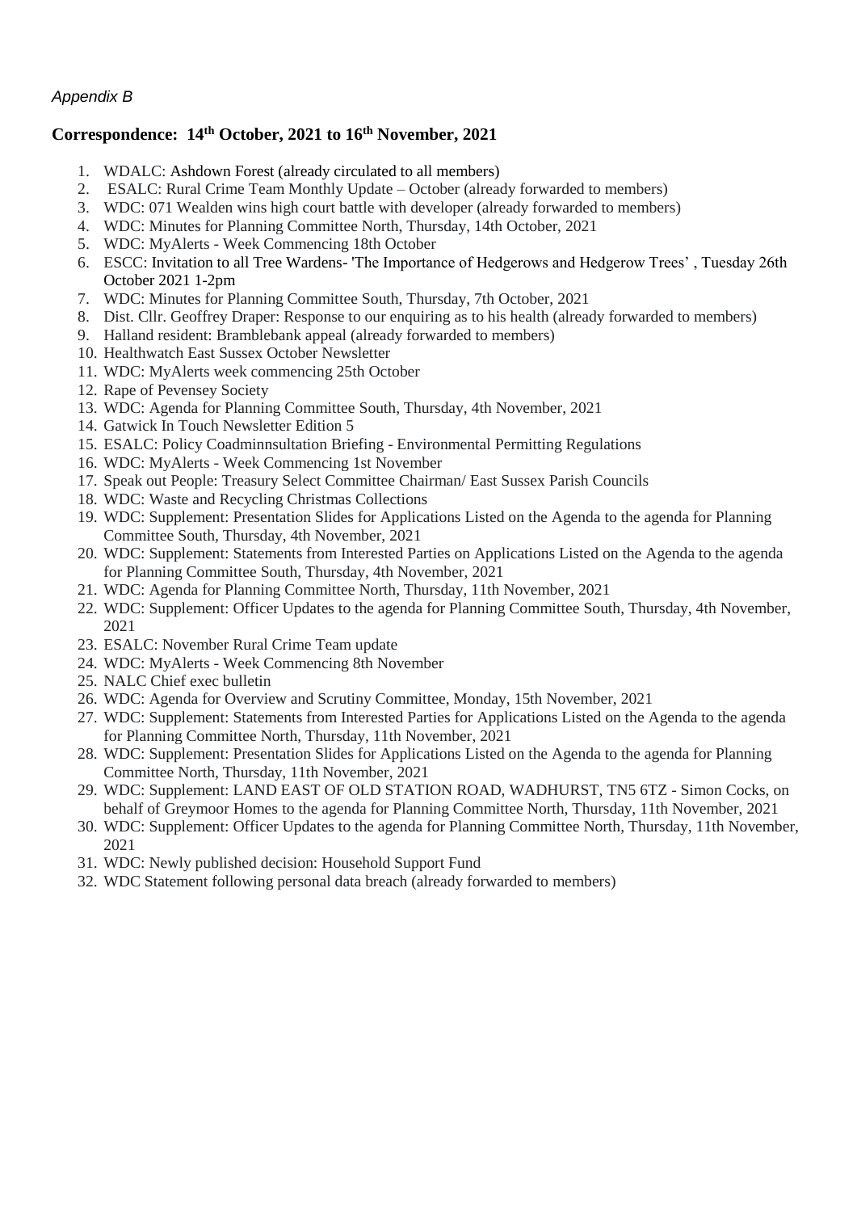*Appendix B*

**Correspondence: 14th October, 2021 to 16th November, 2021**

1. WDALC: Ashdown Forest (already circulated to all members)
2. ESALC: Rural Crime Team Monthly Update – October (already forwarded to members)
3. WDC: 071 Wealden wins high court battle with developer (already forwarded to members)
4. WDC: Minutes for Planning Committee North, Thursday, 14th October, 2021
5. WDC: MyAlerts - Week Commencing 18th October
6. ESCC: Invitation to all Tree Wardens- 'The Importance of Hedgerows and Hedgerow Trees' , Tuesday 26th October 2021 1-2pm
7. WDC: Minutes for Planning Committee South, Thursday, 7th October, 2021
8. Dist. Cllr. Geoffrey Draper: Response to our enquiring as to his health (already forwarded to members)
9. Halland resident: Bramblebank appeal (already forwarded to members)
10. Healthwatch East Sussex October Newsletter
11. WDC: MyAlerts week commencing 25th October
12. Rape of Pevensey Society
13. WDC: Agenda for Planning Committee South, Thursday, 4th November, 2021
14. Gatwick In Touch Newsletter Edition 5
15. ESALC: Policy Coadminnsultation Briefing - Environmental Permitting Regulations
16. WDC: MyAlerts - Week Commencing 1st November
17. Speak out People: Treasury Select Committee Chairman/ East Sussex Parish Councils
18. WDC: Waste and Recycling Christmas Collections
19. WDC: Supplement: Presentation Slides for Applications Listed on the Agenda to the agenda for Planning Committee South, Thursday, 4th November, 2021
20. WDC: Supplement: Statements from Interested Parties on Applications Listed on the Agenda to the agenda for Planning Committee South, Thursday, 4th November, 2021
21. WDC: Agenda for Planning Committee North, Thursday, 11th November, 2021
22. WDC: Supplement: Officer Updates to the agenda for Planning Committee South, Thursday, 4th November, 2021
23. ESALC: November Rural Crime Team update
24. WDC: MyAlerts - Week Commencing 8th November
25. NALC Chief exec bulletin
26. WDC: Agenda for Overview and Scrutiny Committee, Monday, 15th November, 2021
27. WDC: Supplement: Statements from Interested Parties for Applications Listed on the Agenda to the agenda for Planning Committee North, Thursday, 11th November, 2021
28. WDC: Supplement: Presentation Slides for Applications Listed on the Agenda to the agenda for Planning Committee North, Thursday, 11th November, 2021
29. WDC: Supplement: LAND EAST OF OLD STATION ROAD, WADHURST, TN5 6TZ - Simon Cocks, on behalf of Greymoor Homes to the agenda for Planning Committee North, Thursday, 11th November, 2021
30. WDC: Supplement: Officer Updates to the agenda for Planning Committee North, Thursday, 11th November, 2021
31. WDC: Newly published decision: Household Support Fund
32. WDC Statement following personal data breach (already forwarded to members)